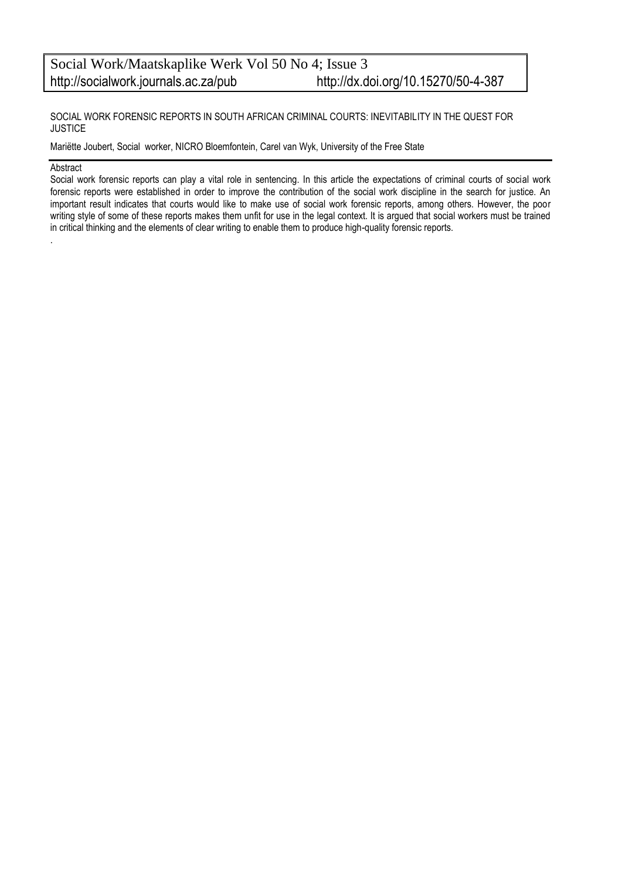Social Work/Maatskaplike Werk Vol 50 No 4; Issue 3
http://socialwork.journals.ac.za/pub http://dx.doi.org/10.15270/50-4-387

# SOCIAL WORK FORENSIC REPORTS IN SOUTH AFRICAN CRIMINAL COURTS: INEVITABILITY IN THE QUEST FOR JUSTICE

Mariëtte Joubert, Social worker, NICRO Bloemfontein, Carel van Wyk, University of the Free State

## Abstract

Social work forensic reports can play a vital role in sentencing. In this article the expectations of criminal courts of social work forensic reports were established in order to improve the contribution of the social work discipline in the search for justice. An important result indicates that courts would like to make use of social work forensic reports, among others. However, the poor writing style of some of these reports makes them unfit for use in the legal context. It is argued that social workers must be trained in critical thinking and the elements of clear writing to enable them to produce high-quality forensic reports.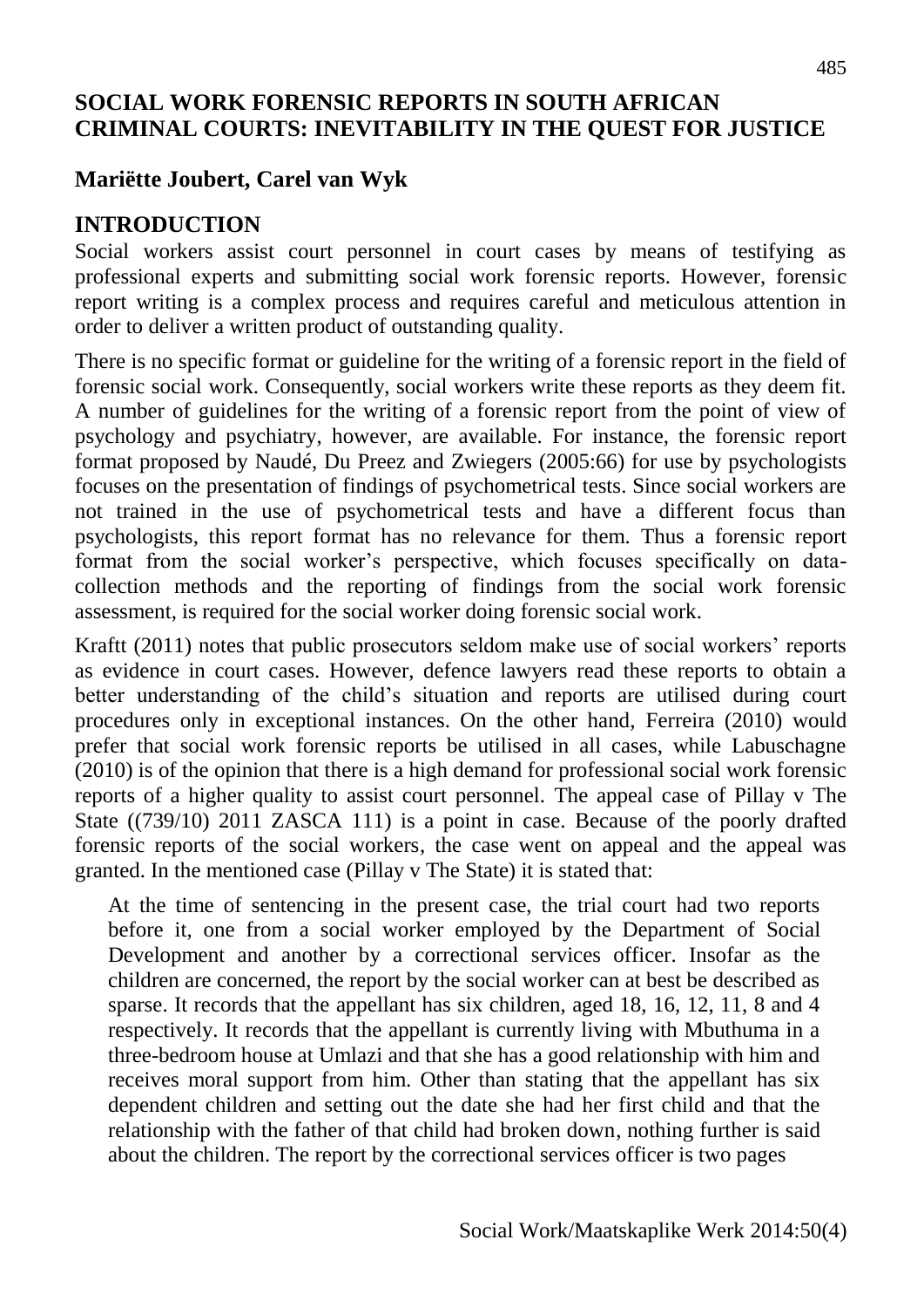## SOCIAL WORK FORENSIC REPORTS IN SOUTH AFRICAN CRIMINAL COURTS: INEVITABILITY IN THE QUEST FOR JUSTICE

**Mariëtte Joubert, Carel van Wyk**

## INTRODUCTION

Social workers assist court personnel in court cases by means of testifying as professional experts and submitting social work forensic reports. However, forensic report writing is a complex process and requires careful and meticulous attention in order to deliver a written product of outstanding quality.

There is no specific format or guideline for the writing of a forensic report in the field of forensic social work. Consequently, social workers write these reports as they deem fit. A number of guidelines for the writing of a forensic report from the point of view of psychology and psychiatry, however, are available. For instance, the forensic report format proposed by Naudé, Du Preez and Zwiegers (2005:66) for use by psychologists focuses on the presentation of findings of psychometrical tests. Since social workers are not trained in the use of psychometrical tests and have a different focus than psychologists, this report format has no relevance for them. Thus a forensic report format from the social worker's perspective, which focuses specifically on data-collection methods and the reporting of findings from the social work forensic assessment, is required for the social worker doing forensic social work.

Kraftt (2011) notes that public prosecutors seldom make use of social workers' reports as evidence in court cases. However, defence lawyers read these reports to obtain a better understanding of the child's situation and reports are utilised during court procedures only in exceptional instances. On the other hand, Ferreira (2010) would prefer that social work forensic reports be utilised in all cases, while Labuschagne (2010) is of the opinion that there is a high demand for professional social work forensic reports of a higher quality to assist court personnel. The appeal case of Pillay v The State ((739/10) 2011 ZASCA 111) is a point in case. Because of the poorly drafted forensic reports of the social workers, the case went on appeal and the appeal was granted. In the mentioned case (Pillay v The State) it is stated that:

> At the time of sentencing in the present case, the trial court had two reports before it, one from a social worker employed by the Department of Social Development and another by a correctional services officer. Insofar as the children are concerned, the report by the social worker can at best be described as sparse. It records that the appellant has six children, aged 18, 16, 12, 11, 8 and 4 respectively. It records that the appellant is currently living with Mbuthuma in a three-bedroom house at Umlazi and that she has a good relationship with him and receives moral support from him. Other than stating that the appellant has six dependent children and setting out the date she had her first child and that the relationship with the father of that child had broken down, nothing further is said about the children. The report by the correctional services officer is two pages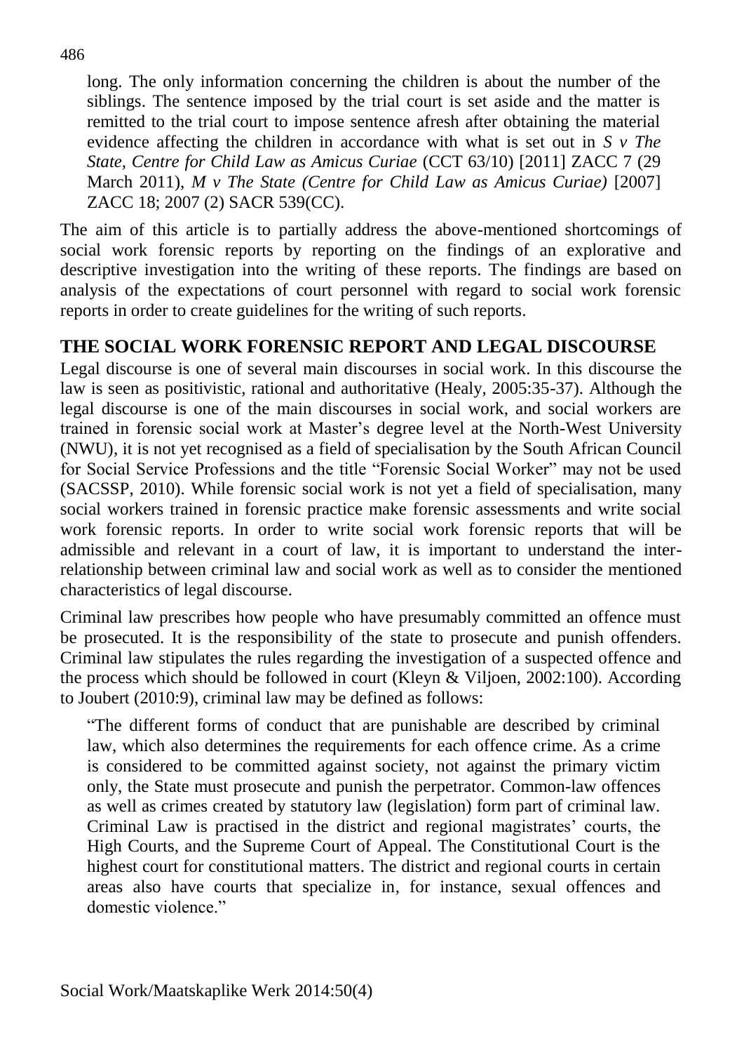long. The only information concerning the children is about the number of the siblings. The sentence imposed by the trial court is set aside and the matter is remitted to the trial court to impose sentence afresh after obtaining the material evidence affecting the children in accordance with what is set out in *S v The State, Centre for Child Law as Amicus Curiae* (CCT 63/10) [2011] ZACC 7 (29 March 2011), *M v The State (Centre for Child Law as Amicus Curiae)* [2007] ZACC 18; 2007 (2) SACR 539(CC).

The aim of this article is to partially address the above-mentioned shortcomings of social work forensic reports by reporting on the findings of an explorative and descriptive investigation into the writing of these reports. The findings are based on analysis of the expectations of court personnel with regard to social work forensic reports in order to create guidelines for the writing of such reports.

## THE SOCIAL WORK FORENSIC REPORT AND LEGAL DISCOURSE

Legal discourse is one of several main discourses in social work. In this discourse the law is seen as positivistic, rational and authoritative (Healy, 2005:35-37). Although the legal discourse is one of the main discourses in social work, and social workers are trained in forensic social work at Master's degree level at the North-West University (NWU), it is not yet recognised as a field of specialisation by the South African Council for Social Service Professions and the title "Forensic Social Worker" may not be used (SACSSP, 2010). While forensic social work is not yet a field of specialisation, many social workers trained in forensic practice make forensic assessments and write social work forensic reports. In order to write social work forensic reports that will be admissible and relevant in a court of law, it is important to understand the inter-relationship between criminal law and social work as well as to consider the mentioned characteristics of legal discourse.

Criminal law prescribes how people who have presumably committed an offence must be prosecuted. It is the responsibility of the state to prosecute and punish offenders. Criminal law stipulates the rules regarding the investigation of a suspected offence and the process which should be followed in court (Kleyn & Viljoen, 2002:100). According to Joubert (2010:9), criminal law may be defined as follows:

> "The different forms of conduct that are punishable are described by criminal law, which also determines the requirements for each offence crime. As a crime is considered to be committed against society, not against the primary victim only, the State must prosecute and punish the perpetrator. Common-law offences as well as crimes created by statutory law (legislation) form part of criminal law. Criminal Law is practised in the district and regional magistrates' courts, the High Courts, and the Supreme Court of Appeal. The Constitutional Court is the highest court for constitutional matters. The district and regional courts in certain areas also have courts that specialize in, for instance, sexual offences and domestic violence."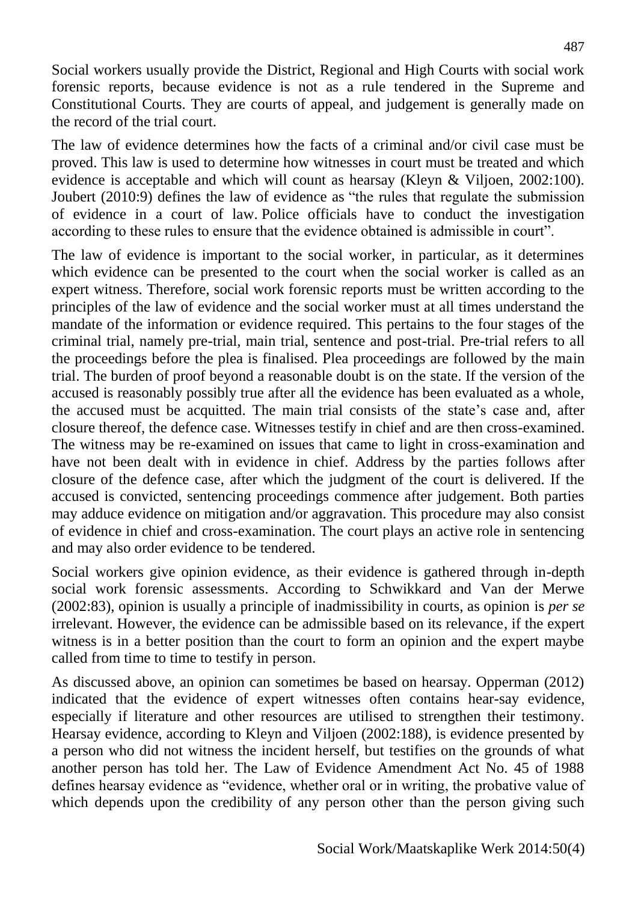Social workers usually provide the District, Regional and High Courts with social work forensic reports, because evidence is not as a rule tendered in the Supreme and Constitutional Courts. They are courts of appeal, and judgement is generally made on the record of the trial court.

The law of evidence determines how the facts of a criminal and/or civil case must be proved. This law is used to determine how witnesses in court must be treated and which evidence is acceptable and which will count as hearsay (Kleyn & Viljoen, 2002:100). Joubert (2010:9) defines the law of evidence as "the rules that regulate the submission of evidence in a court of law. Police officials have to conduct the investigation according to these rules to ensure that the evidence obtained is admissible in court".

The law of evidence is important to the social worker, in particular, as it determines which evidence can be presented to the court when the social worker is called as an expert witness. Therefore, social work forensic reports must be written according to the principles of the law of evidence and the social worker must at all times understand the mandate of the information or evidence required. This pertains to the four stages of the criminal trial, namely pre-trial, main trial, sentence and post-trial. Pre-trial refers to all the proceedings before the plea is finalised. Plea proceedings are followed by the main trial. The burden of proof beyond a reasonable doubt is on the state. If the version of the accused is reasonably possibly true after all the evidence has been evaluated as a whole, the accused must be acquitted. The main trial consists of the state's case and, after closure thereof, the defence case. Witnesses testify in chief and are then cross-examined. The witness may be re-examined on issues that came to light in cross-examination and have not been dealt with in evidence in chief. Address by the parties follows after closure of the defence case, after which the judgment of the court is delivered. If the accused is convicted, sentencing proceedings commence after judgement. Both parties may adduce evidence on mitigation and/or aggravation. This procedure may also consist of evidence in chief and cross-examination. The court plays an active role in sentencing and may also order evidence to be tendered.

Social workers give opinion evidence, as their evidence is gathered through in-depth social work forensic assessments. According to Schwikkard and Van der Merwe (2002:83), opinion is usually a principle of inadmissibility in courts, as opinion is *per se* irrelevant. However, the evidence can be admissible based on its relevance, if the expert witness is in a better position than the court to form an opinion and the expert maybe called from time to time to testify in person.

As discussed above, an opinion can sometimes be based on hearsay. Opperman (2012) indicated that the evidence of expert witnesses often contains hear-say evidence, especially if literature and other resources are utilised to strengthen their testimony. Hearsay evidence, according to Kleyn and Viljoen (2002:188), is evidence presented by a person who did not witness the incident herself, but testifies on the grounds of what another person has told her. The Law of Evidence Amendment Act No. 45 of 1988 defines hearsay evidence as "evidence, whether oral or in writing, the probative value of which depends upon the credibility of any person other than the person giving such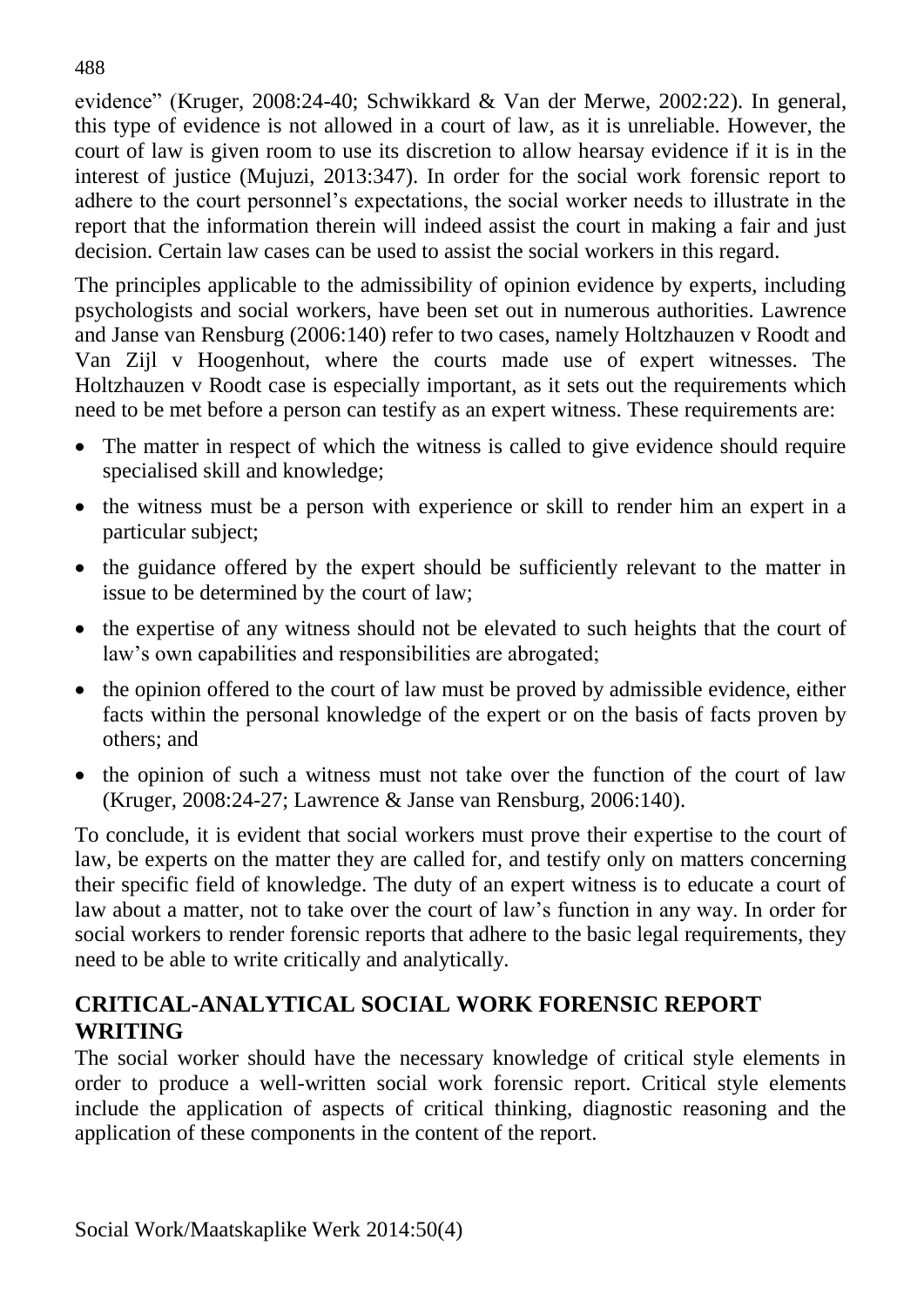evidence" (Kruger, 2008:24-40; Schwikkard & Van der Merwe, 2002:22). In general, this type of evidence is not allowed in a court of law, as it is unreliable. However, the court of law is given room to use its discretion to allow hearsay evidence if it is in the interest of justice (Mujuzi, 2013:347). In order for the social work forensic report to adhere to the court personnel's expectations, the social worker needs to illustrate in the report that the information therein will indeed assist the court in making a fair and just decision. Certain law cases can be used to assist the social workers in this regard.

The principles applicable to the admissibility of opinion evidence by experts, including psychologists and social workers, have been set out in numerous authorities. Lawrence and Janse van Rensburg (2006:140) refer to two cases, namely Holtzhauzen v Roodt and Van Zijl v Hoogenhout, where the courts made use of expert witnesses. The Holtzhauzen v Roodt case is especially important, as it sets out the requirements which need to be met before a person can testify as an expert witness. These requirements are:

- The matter in respect of which the witness is called to give evidence should require specialised skill and knowledge;
- the witness must be a person with experience or skill to render him an expert in a particular subject;
- the guidance offered by the expert should be sufficiently relevant to the matter in issue to be determined by the court of law;
- the expertise of any witness should not be elevated to such heights that the court of law's own capabilities and responsibilities are abrogated;
- the opinion offered to the court of law must be proved by admissible evidence, either facts within the personal knowledge of the expert or on the basis of facts proven by others; and
- the opinion of such a witness must not take over the function of the court of law (Kruger, 2008:24-27; Lawrence & Janse van Rensburg, 2006:140).

To conclude, it is evident that social workers must prove their expertise to the court of law, be experts on the matter they are called for, and testify only on matters concerning their specific field of knowledge. The duty of an expert witness is to educate a court of law about a matter, not to take over the court of law's function in any way. In order for social workers to render forensic reports that adhere to the basic legal requirements, they need to be able to write critically and analytically.

## CRITICAL-ANALYTICAL SOCIAL WORK FORENSIC REPORT WRITING

The social worker should have the necessary knowledge of critical style elements in order to produce a well-written social work forensic report. Critical style elements include the application of aspects of critical thinking, diagnostic reasoning and the application of these components in the content of the report.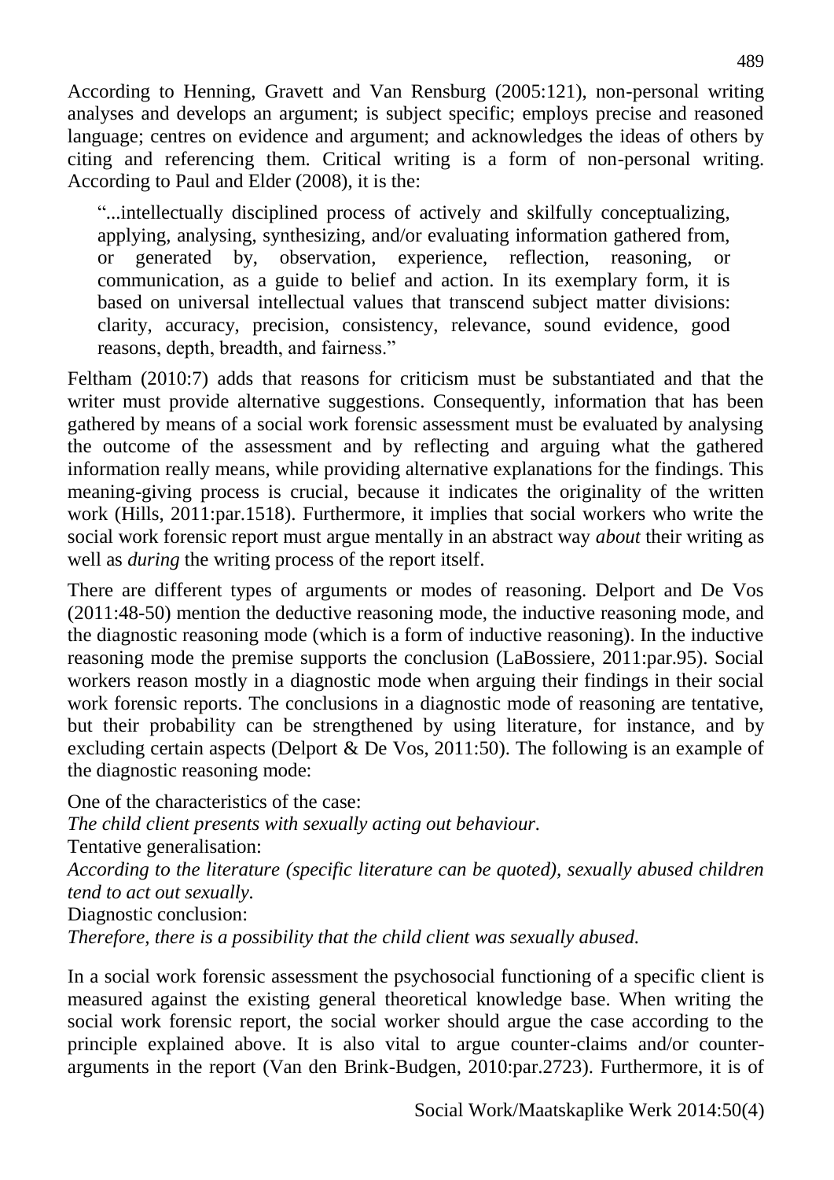According to Henning, Gravett and Van Rensburg (2005:121), non-personal writing analyses and develops an argument; is subject specific; employs precise and reasoned language; centres on evidence and argument; and acknowledges the ideas of others by citing and referencing them. Critical writing is a form of non-personal writing. According to Paul and Elder (2008), it is the:

> "...intellectually disciplined process of actively and skilfully conceptualizing, applying, analysing, synthesizing, and/or evaluating information gathered from, or generated by, observation, experience, reflection, reasoning, or communication, as a guide to belief and action. In its exemplary form, it is based on universal intellectual values that transcend subject matter divisions: clarity, accuracy, precision, consistency, relevance, sound evidence, good reasons, depth, breadth, and fairness."

Feltham (2010:7) adds that reasons for criticism must be substantiated and that the writer must provide alternative suggestions. Consequently, information that has been gathered by means of a social work forensic assessment must be evaluated by analysing the outcome of the assessment and by reflecting and arguing what the gathered information really means, while providing alternative explanations for the findings. This meaning-giving process is crucial, because it indicates the originality of the written work (Hills, 2011:par.1518). Furthermore, it implies that social workers who write the social work forensic report must argue mentally in an abstract way *about* their writing as well as *during* the writing process of the report itself.

There are different types of arguments or modes of reasoning. Delport and De Vos (2011:48-50) mention the deductive reasoning mode, the inductive reasoning mode, and the diagnostic reasoning mode (which is a form of inductive reasoning). In the inductive reasoning mode the premise supports the conclusion (LaBossiere, 2011:par.95). Social workers reason mostly in a diagnostic mode when arguing their findings in their social work forensic reports. The conclusions in a diagnostic mode of reasoning are tentative, but their probability can be strengthened by using literature, for instance, and by excluding certain aspects (Delport & De Vos, 2011:50). The following is an example of the diagnostic reasoning mode:

One of the characteristics of the case:
*The child client presents with sexually acting out behaviour.*
Tentative generalisation:
*According to the literature (specific literature can be quoted), sexually abused children tend to act out sexually.*
Diagnostic conclusion:
*Therefore, there is a possibility that the child client was sexually abused.*

In a social work forensic assessment the psychosocial functioning of a specific client is measured against the existing general theoretical knowledge base. When writing the social work forensic report, the social worker should argue the case according to the principle explained above. It is also vital to argue counter-claims and/or counter-arguments in the report (Van den Brink-Budgen, 2010:par.2723). Furthermore, it is of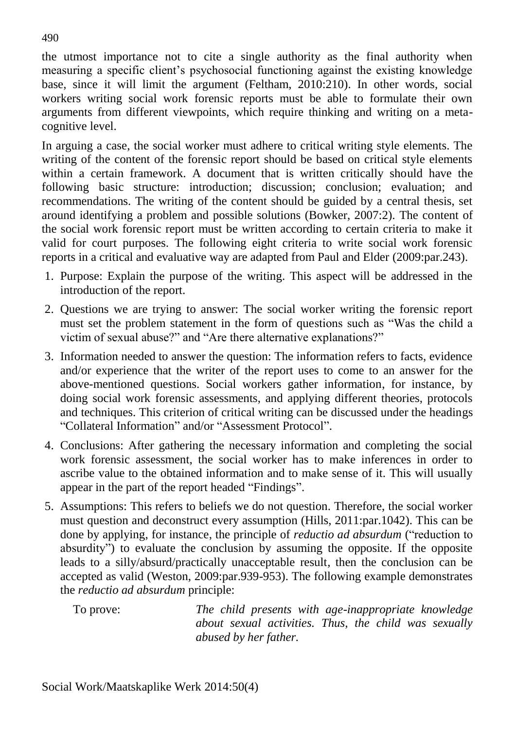the utmost importance not to cite a single authority as the final authority when measuring a specific client's psychosocial functioning against the existing knowledge base, since it will limit the argument (Feltham, 2010:210). In other words, social workers writing social work forensic reports must be able to formulate their own arguments from different viewpoints, which require thinking and writing on a meta-cognitive level.

In arguing a case, the social worker must adhere to critical writing style elements. The writing of the content of the forensic report should be based on critical style elements within a certain framework. A document that is written critically should have the following basic structure: introduction; discussion; conclusion; evaluation; and recommendations. The writing of the content should be guided by a central thesis, set around identifying a problem and possible solutions (Bowker, 2007:2). The content of the social work forensic report must be written according to certain criteria to make it valid for court purposes. The following eight criteria to write social work forensic reports in a critical and evaluative way are adapted from Paul and Elder (2009:par.243).

1. Purpose: Explain the purpose of the writing. This aspect will be addressed in the introduction of the report.
2. Questions we are trying to answer: The social worker writing the forensic report must set the problem statement in the form of questions such as "Was the child a victim of sexual abuse?" and "Are there alternative explanations?"
3. Information needed to answer the question: The information refers to facts, evidence and/or experience that the writer of the report uses to come to an answer for the above-mentioned questions. Social workers gather information, for instance, by doing social work forensic assessments, and applying different theories, protocols and techniques. This criterion of critical writing can be discussed under the headings "Collateral Information" and/or "Assessment Protocol".
4. Conclusions: After gathering the necessary information and completing the social work forensic assessment, the social worker has to make inferences in order to ascribe value to the obtained information and to make sense of it. This will usually appear in the part of the report headed "Findings".
5. Assumptions: This refers to beliefs we do not question. Therefore, the social worker must question and deconstruct every assumption (Hills, 2011:par.1042). This can be done by applying, for instance, the principle of *reductio ad absurdum* ("reduction to absurdity") to evaluate the conclusion by assuming the opposite. If the opposite leads to a silly/absurd/practically unacceptable result, then the conclusion can be accepted as valid (Weston, 2009:par.939-953). The following example demonstrates the *reductio ad absurdum* principle:

   To prove: *The child presents with age-inappropriate knowledge about sexual activities. Thus, the child was sexually abused by her father.*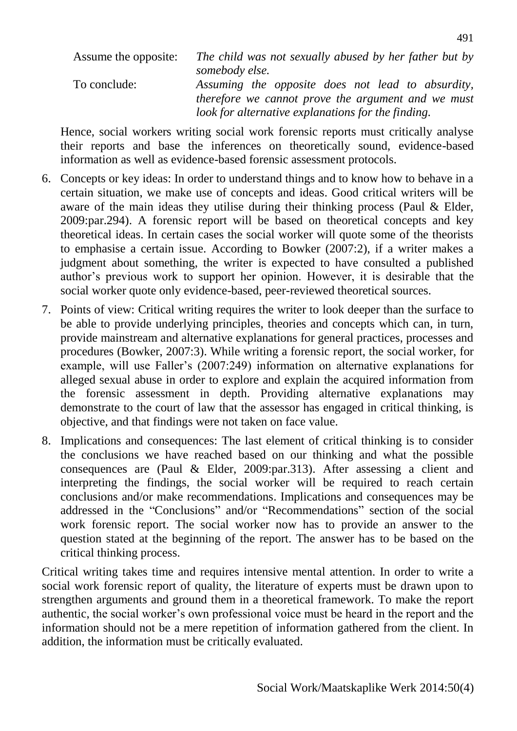Assume the opposite: *The child was not sexually abused by her father but by somebody else.*

To conclude: *Assuming the opposite does not lead to absurdity, therefore we cannot prove the argument and we must look for alternative explanations for the finding.*

Hence, social workers writing social work forensic reports must critically analyse their reports and base the inferences on theoretically sound, evidence-based information as well as evidence-based forensic assessment protocols.

6. Concepts or key ideas: In order to understand things and to know how to behave in a certain situation, we make use of concepts and ideas. Good critical writers will be aware of the main ideas they utilise during their thinking process (Paul & Elder, 2009:par.294). A forensic report will be based on theoretical concepts and key theoretical ideas. In certain cases the social worker will quote some of the theorists to emphasise a certain issue. According to Bowker (2007:2), if a writer makes a judgment about something, the writer is expected to have consulted a published author's previous work to support her opinion. However, it is desirable that the social worker quote only evidence-based, peer-reviewed theoretical sources.
7. Points of view: Critical writing requires the writer to look deeper than the surface to be able to provide underlying principles, theories and concepts which can, in turn, provide mainstream and alternative explanations for general practices, processes and procedures (Bowker, 2007:3). While writing a forensic report, the social worker, for example, will use Faller's (2007:249) information on alternative explanations for alleged sexual abuse in order to explore and explain the acquired information from the forensic assessment in depth. Providing alternative explanations may demonstrate to the court of law that the assessor has engaged in critical thinking, is objective, and that findings were not taken on face value.
8. Implications and consequences: The last element of critical thinking is to consider the conclusions we have reached based on our thinking and what the possible consequences are (Paul & Elder, 2009:par.313). After assessing a client and interpreting the findings, the social worker will be required to reach certain conclusions and/or make recommendations. Implications and consequences may be addressed in the "Conclusions" and/or "Recommendations" section of the social work forensic report. The social worker now has to provide an answer to the question stated at the beginning of the report. The answer has to be based on the critical thinking process.

Critical writing takes time and requires intensive mental attention. In order to write a social work forensic report of quality, the literature of experts must be drawn upon to strengthen arguments and ground them in a theoretical framework. To make the report authentic, the social worker's own professional voice must be heard in the report and the information should not be a mere repetition of information gathered from the client. In addition, the information must be critically evaluated.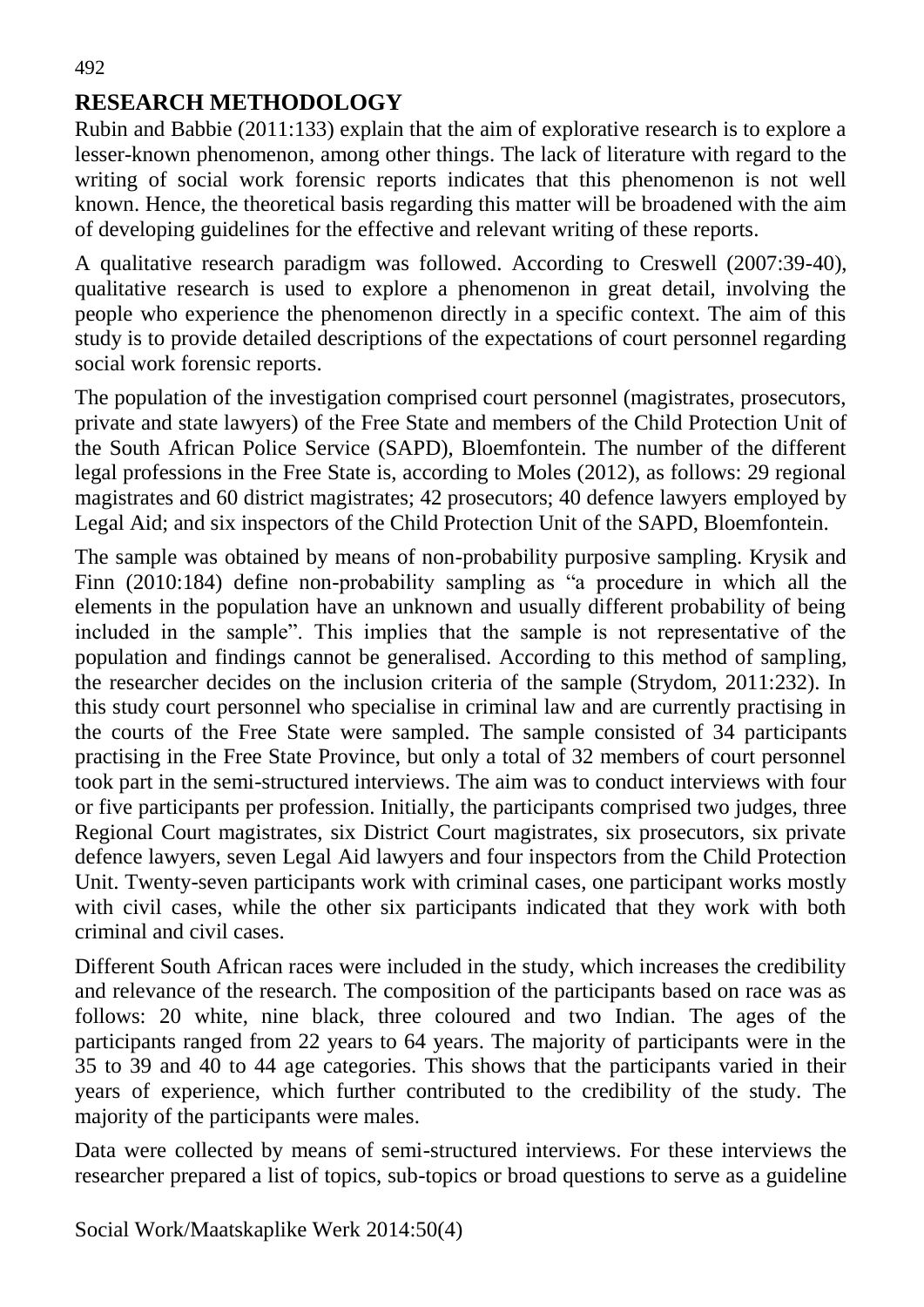## RESEARCH METHODOLOGY

Rubin and Babbie (2011:133) explain that the aim of explorative research is to explore a lesser-known phenomenon, among other things. The lack of literature with regard to the writing of social work forensic reports indicates that this phenomenon is not well known. Hence, the theoretical basis regarding this matter will be broadened with the aim of developing guidelines for the effective and relevant writing of these reports.

A qualitative research paradigm was followed. According to Creswell (2007:39-40), qualitative research is used to explore a phenomenon in great detail, involving the people who experience the phenomenon directly in a specific context. The aim of this study is to provide detailed descriptions of the expectations of court personnel regarding social work forensic reports.

The population of the investigation comprised court personnel (magistrates, prosecutors, private and state lawyers) of the Free State and members of the Child Protection Unit of the South African Police Service (SAPD), Bloemfontein. The number of the different legal professions in the Free State is, according to Moles (2012), as follows: 29 regional magistrates and 60 district magistrates; 42 prosecutors; 40 defence lawyers employed by Legal Aid; and six inspectors of the Child Protection Unit of the SAPD, Bloemfontein.

The sample was obtained by means of non-probability purposive sampling. Krysik and Finn (2010:184) define non-probability sampling as "a procedure in which all the elements in the population have an unknown and usually different probability of being included in the sample". This implies that the sample is not representative of the population and findings cannot be generalised. According to this method of sampling, the researcher decides on the inclusion criteria of the sample (Strydom, 2011:232). In this study court personnel who specialise in criminal law and are currently practising in the courts of the Free State were sampled. The sample consisted of 34 participants practising in the Free State Province, but only a total of 32 members of court personnel took part in the semi-structured interviews. The aim was to conduct interviews with four or five participants per profession. Initially, the participants comprised two judges, three Regional Court magistrates, six District Court magistrates, six prosecutors, six private defence lawyers, seven Legal Aid lawyers and four inspectors from the Child Protection Unit. Twenty-seven participants work with criminal cases, one participant works mostly with civil cases, while the other six participants indicated that they work with both criminal and civil cases.

Different South African races were included in the study, which increases the credibility and relevance of the research. The composition of the participants based on race was as follows: 20 white, nine black, three coloured and two Indian. The ages of the participants ranged from 22 years to 64 years. The majority of participants were in the 35 to 39 and 40 to 44 age categories. This shows that the participants varied in their years of experience, which further contributed to the credibility of the study. The majority of the participants were males.

Data were collected by means of semi-structured interviews. For these interviews the researcher prepared a list of topics, sub-topics or broad questions to serve as a guideline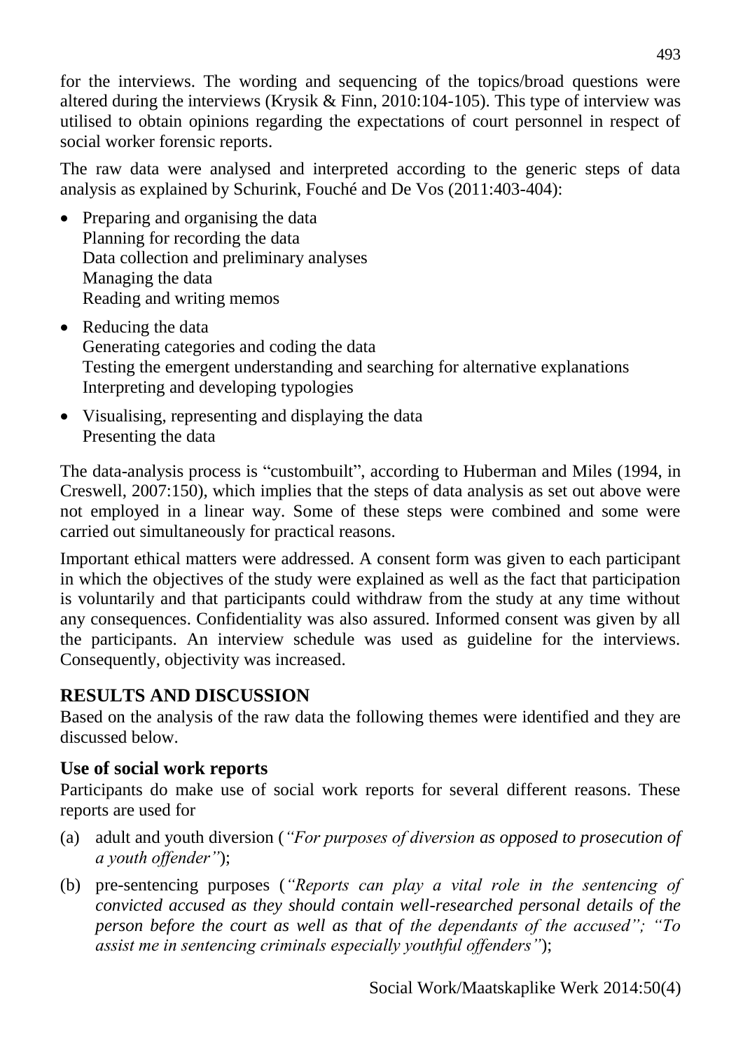for the interviews. The wording and sequencing of the topics/broad questions were altered during the interviews (Krysik & Finn, 2010:104-105). This type of interview was utilised to obtain opinions regarding the expectations of court personnel in respect of social worker forensic reports.

The raw data were analysed and interpreted according to the generic steps of data analysis as explained by Schurink, Fouché and De Vos (2011:403-404):

- Preparing and organising the data
  Planning for recording the data
  Data collection and preliminary analyses
  Managing the data
  Reading and writing memos
- Reducing the data
  Generating categories and coding the data
  Testing the emergent understanding and searching for alternative explanations
  Interpreting and developing typologies
- Visualising, representing and displaying the data
  Presenting the data

The data-analysis process is "custombuilt", according to Huberman and Miles (1994, in Creswell, 2007:150), which implies that the steps of data analysis as set out above were not employed in a linear way. Some of these steps were combined and some were carried out simultaneously for practical reasons.

Important ethical matters were addressed. A consent form was given to each participant in which the objectives of the study were explained as well as the fact that participation is voluntarily and that participants could withdraw from the study at any time without any consequences. Confidentiality was also assured. Informed consent was given by all the participants. An interview schedule was used as guideline for the interviews. Consequently, objectivity was increased.

## RESULTS AND DISCUSSION

Based on the analysis of the raw data the following themes were identified and they are discussed below.

### Use of social work reports

Participants do make use of social work reports for several different reasons. These reports are used for

(a) adult and youth diversion (*"For purposes of diversion as opposed to prosecution of a youth offender"*);

(b) pre-sentencing purposes (*"Reports can play a vital role in the sentencing of convicted accused as they should contain well-researched personal details of the person before the court as well as that of the dependants of the accused"; "To assist me in sentencing criminals especially youthful offenders"*);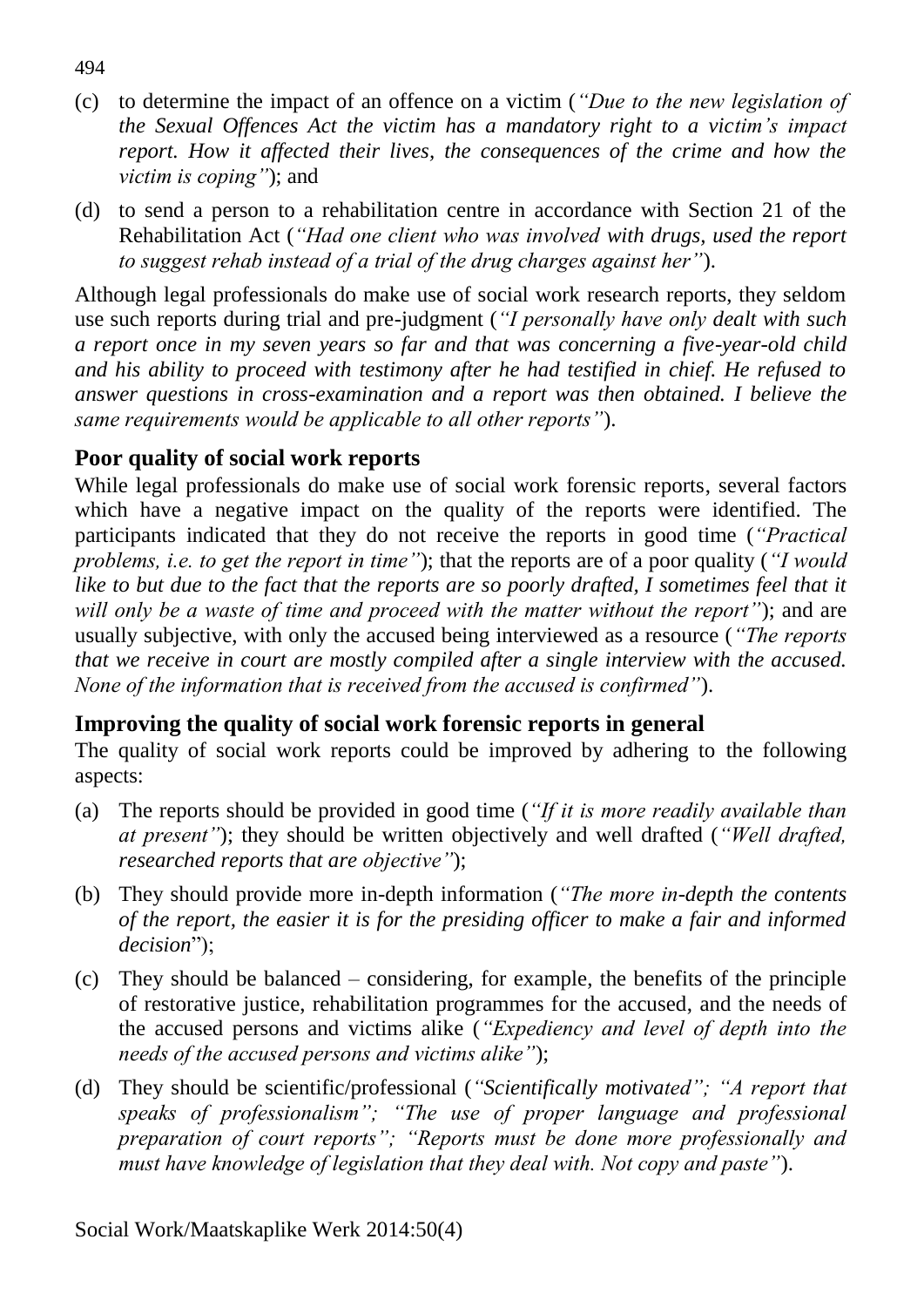(c) to determine the impact of an offence on a victim (*"Due to the new legislation of the Sexual Offences Act the victim has a mandatory right to a victim's impact report. How it affected their lives, the consequences of the crime and how the victim is coping"*); and

(d) to send a person to a rehabilitation centre in accordance with Section 21 of the Rehabilitation Act (*"Had one client who was involved with drugs, used the report to suggest rehab instead of a trial of the drug charges against her"*).

Although legal professionals do make use of social work research reports, they seldom use such reports during trial and pre-judgment (*"I personally have only dealt with such a report once in my seven years so far and that was concerning a five-year-old child and his ability to proceed with testimony after he had testified in chief. He refused to answer questions in cross-examination and a report was then obtained. I believe the same requirements would be applicable to all other reports"*).

## Poor quality of social work reports

While legal professionals do make use of social work forensic reports, several factors which have a negative impact on the quality of the reports were identified. The participants indicated that they do not receive the reports in good time (*"Practical problems, i.e. to get the report in time"*); that the reports are of a poor quality (*"I would like to but due to the fact that the reports are so poorly drafted, I sometimes feel that it will only be a waste of time and proceed with the matter without the report"*); and are usually subjective, with only the accused being interviewed as a resource (*"The reports that we receive in court are mostly compiled after a single interview with the accused. None of the information that is received from the accused is confirmed"*).

## Improving the quality of social work forensic reports in general

The quality of social work reports could be improved by adhering to the following aspects:

(a) The reports should be provided in good time (*"If it is more readily available than at present"*); they should be written objectively and well drafted (*"Well drafted, researched reports that are objective"*);

(b) They should provide more in-depth information (*"The more in-depth the contents of the report, the easier it is for the presiding officer to make a fair and informed decision*");

(c) They should be balanced – considering, for example, the benefits of the principle of restorative justice, rehabilitation programmes for the accused, and the needs of the accused persons and victims alike (*"Expediency and level of depth into the needs of the accused persons and victims alike"*);

(d) They should be scientific/professional (*"Scientifically motivated"; "A report that speaks of professionalism"; "The use of proper language and professional preparation of court reports"; "Reports must be done more professionally and must have knowledge of legislation that they deal with. Not copy and paste"*).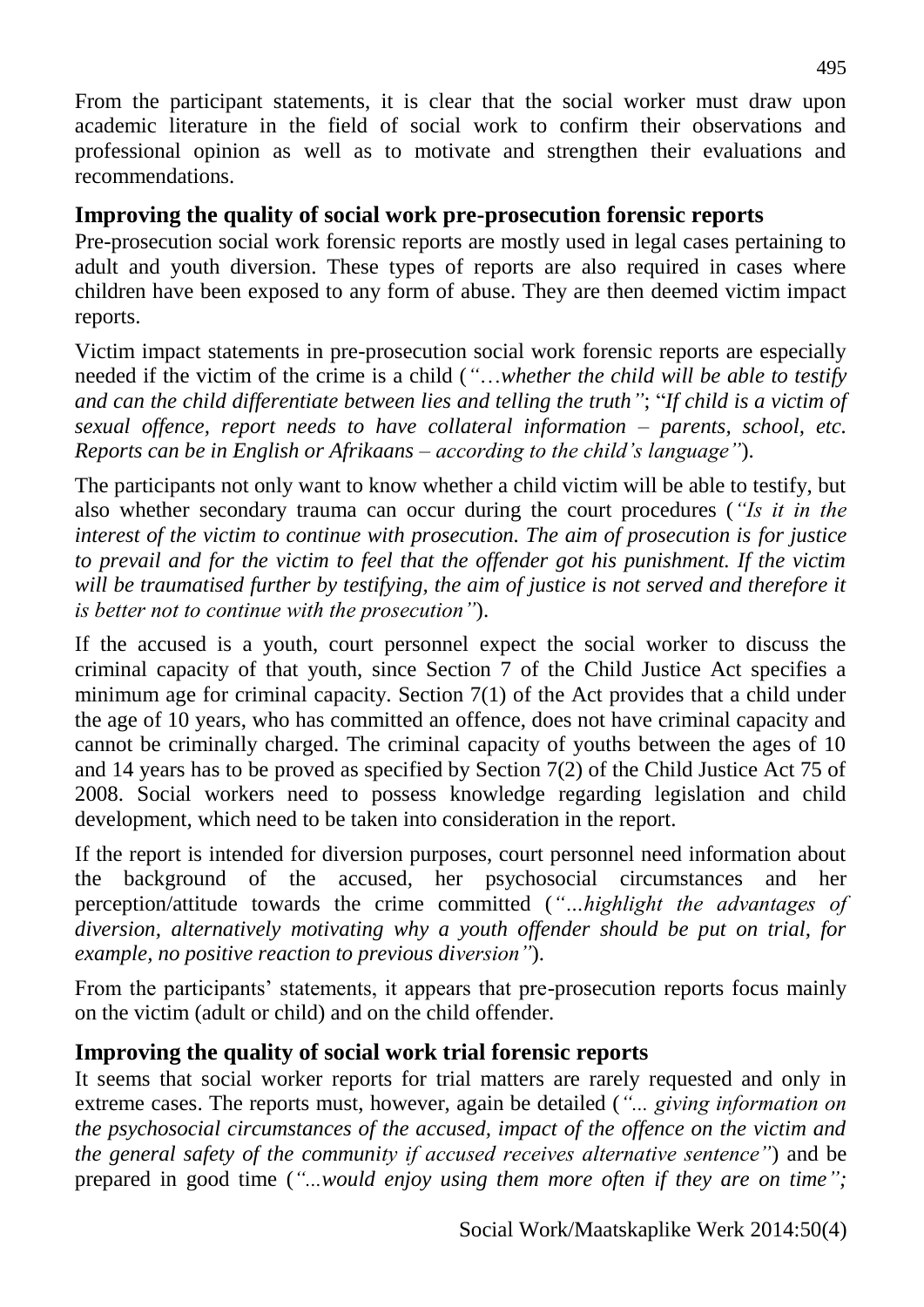From the participant statements, it is clear that the social worker must draw upon academic literature in the field of social work to confirm their observations and professional opinion as well as to motivate and strengthen their evaluations and recommendations.

## Improving the quality of social work pre-prosecution forensic reports

Pre-prosecution social work forensic reports are mostly used in legal cases pertaining to adult and youth diversion. These types of reports are also required in cases where children have been exposed to any form of abuse. They are then deemed victim impact reports.

Victim impact statements in pre-prosecution social work forensic reports are especially needed if the victim of the crime is a child (*"…whether the child will be able to testify and can the child differentiate between lies and telling the truth"*; "*If child is a victim of sexual offence, report needs to have collateral information – parents, school, etc. Reports can be in English or Afrikaans – according to the child's language"*).

The participants not only want to know whether a child victim will be able to testify, but also whether secondary trauma can occur during the court procedures (*"Is it in the interest of the victim to continue with prosecution. The aim of prosecution is for justice to prevail and for the victim to feel that the offender got his punishment. If the victim will be traumatised further by testifying, the aim of justice is not served and therefore it is better not to continue with the prosecution"*).

If the accused is a youth, court personnel expect the social worker to discuss the criminal capacity of that youth, since Section 7 of the Child Justice Act specifies a minimum age for criminal capacity. Section 7(1) of the Act provides that a child under the age of 10 years, who has committed an offence, does not have criminal capacity and cannot be criminally charged. The criminal capacity of youths between the ages of 10 and 14 years has to be proved as specified by Section 7(2) of the Child Justice Act 75 of 2008. Social workers need to possess knowledge regarding legislation and child development, which need to be taken into consideration in the report.

If the report is intended for diversion purposes, court personnel need information about the background of the accused, her psychosocial circumstances and her perception/attitude towards the crime committed (*"...highlight the advantages of diversion, alternatively motivating why a youth offender should be put on trial, for example, no positive reaction to previous diversion"*).

From the participants' statements, it appears that pre-prosecution reports focus mainly on the victim (adult or child) and on the child offender.

## Improving the quality of social work trial forensic reports

It seems that social worker reports for trial matters are rarely requested and only in extreme cases. The reports must, however, again be detailed (*"... giving information on the psychosocial circumstances of the accused, impact of the offence on the victim and the general safety of the community if accused receives alternative sentence"*) and be prepared in good time (*"...would enjoy using them more often if they are on time";*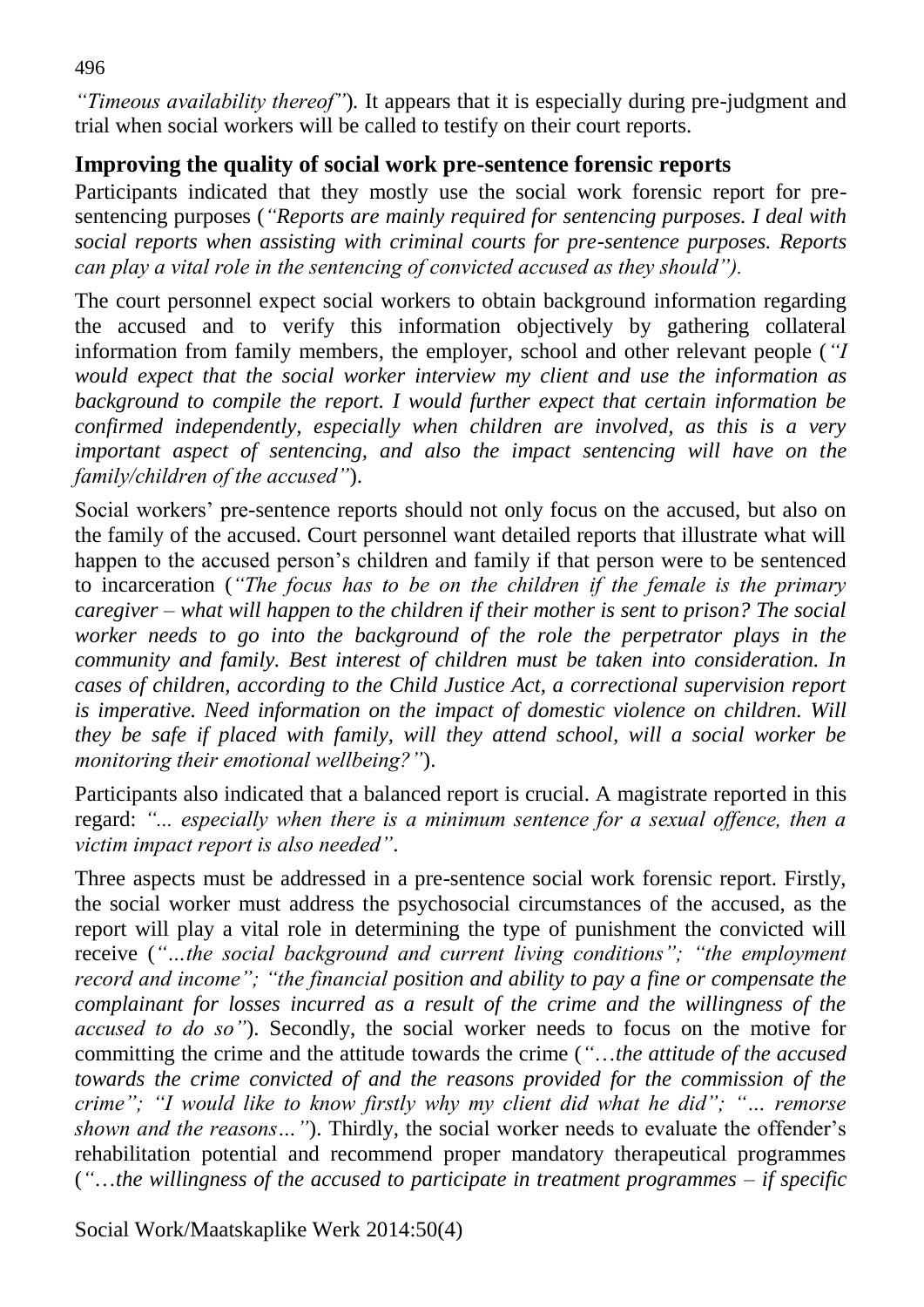*"Timeous availability thereof"*). It appears that it is especially during pre-judgment and trial when social workers will be called to testify on their court reports.

## Improving the quality of social work pre-sentence forensic reports

Participants indicated that they mostly use the social work forensic report for pre-sentencing purposes (*"Reports are mainly required for sentencing purposes. I deal with social reports when assisting with criminal courts for pre-sentence purposes. Reports can play a vital role in the sentencing of convicted accused as they should").*

The court personnel expect social workers to obtain background information regarding the accused and to verify this information objectively by gathering collateral information from family members, the employer, school and other relevant people (*"I would expect that the social worker interview my client and use the information as background to compile the report. I would further expect that certain information be confirmed independently, especially when children are involved, as this is a very important aspect of sentencing, and also the impact sentencing will have on the family/children of the accused"*).

Social workers' pre-sentence reports should not only focus on the accused, but also on the family of the accused. Court personnel want detailed reports that illustrate what will happen to the accused person's children and family if that person were to be sentenced to incarceration (*"The focus has to be on the children if the female is the primary caregiver – what will happen to the children if their mother is sent to prison? The social worker needs to go into the background of the role the perpetrator plays in the community and family. Best interest of children must be taken into consideration. In cases of children, according to the Child Justice Act, a correctional supervision report is imperative. Need information on the impact of domestic violence on children. Will they be safe if placed with family, will they attend school, will a social worker be monitoring their emotional wellbeing?"*).

Participants also indicated that a balanced report is crucial. A magistrate reported in this regard: *"... especially when there is a minimum sentence for a sexual offence, then a victim impact report is also needed"*.

Three aspects must be addressed in a pre-sentence social work forensic report. Firstly, the social worker must address the psychosocial circumstances of the accused, as the report will play a vital role in determining the type of punishment the convicted will receive (*"...the social background and current living conditions"; "the employment record and income"; "the financial position and ability to pay a fine or compensate the complainant for losses incurred as a result of the crime and the willingness of the accused to do so"*). Secondly, the social worker needs to focus on the motive for committing the crime and the attitude towards the crime (*"…the attitude of the accused towards the crime convicted of and the reasons provided for the commission of the crime"; "I would like to know firstly why my client did what he did"; "... remorse shown and the reasons…"*). Thirdly, the social worker needs to evaluate the offender's rehabilitation potential and recommend proper mandatory therapeutical programmes (*"…the willingness of the accused to participate in treatment programmes – if specific*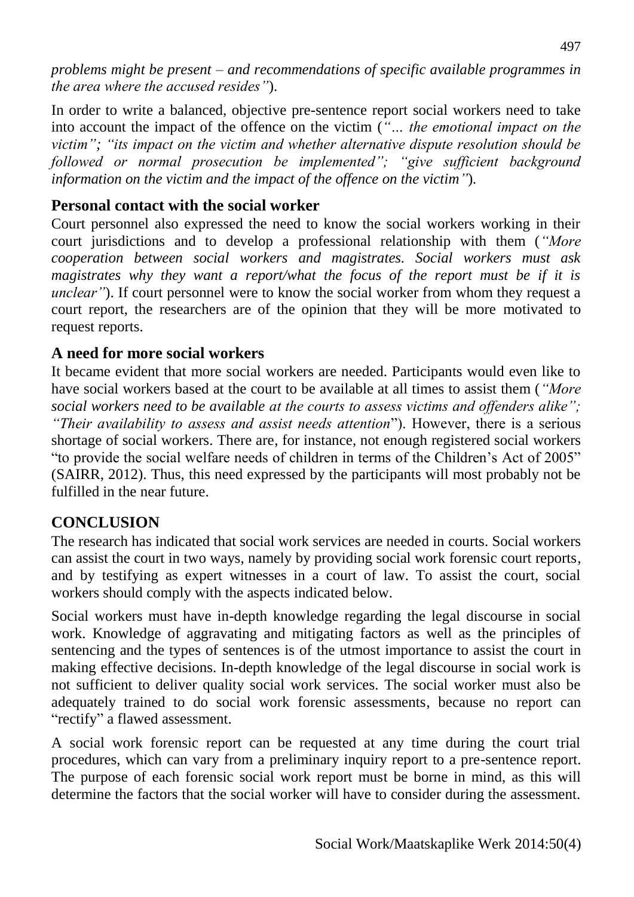*problems might be present – and recommendations of specific available programmes in the area where the accused resides"*).

In order to write a balanced, objective pre-sentence report social workers need to take into account the impact of the offence on the victim (*"… the emotional impact on the victim"; "its impact on the victim and whether alternative dispute resolution should be followed or normal prosecution be implemented"; "give sufficient background information on the victim and the impact of the offence on the victim"*).

### Personal contact with the social worker

Court personnel also expressed the need to know the social workers working in their court jurisdictions and to develop a professional relationship with them (*"More cooperation between social workers and magistrates. Social workers must ask magistrates why they want a report/what the focus of the report must be if it is unclear"*). If court personnel were to know the social worker from whom they request a court report, the researchers are of the opinion that they will be more motivated to request reports.

### A need for more social workers

It became evident that more social workers are needed. Participants would even like to have social workers based at the court to be available at all times to assist them (*"More social workers need to be available at the courts to assess victims and offenders alike"; "Their availability to assess and assist needs attention*"). However, there is a serious shortage of social workers. There are, for instance, not enough registered social workers "to provide the social welfare needs of children in terms of the Children's Act of 2005" (SAIRR, 2012). Thus, this need expressed by the participants will most probably not be fulfilled in the near future.

## CONCLUSION

The research has indicated that social work services are needed in courts. Social workers can assist the court in two ways, namely by providing social work forensic court reports, and by testifying as expert witnesses in a court of law. To assist the court, social workers should comply with the aspects indicated below.

Social workers must have in-depth knowledge regarding the legal discourse in social work. Knowledge of aggravating and mitigating factors as well as the principles of sentencing and the types of sentences is of the utmost importance to assist the court in making effective decisions. In-depth knowledge of the legal discourse in social work is not sufficient to deliver quality social work services. The social worker must also be adequately trained to do social work forensic assessments, because no report can "rectify" a flawed assessment.

A social work forensic report can be requested at any time during the court trial procedures, which can vary from a preliminary inquiry report to a pre-sentence report. The purpose of each forensic social work report must be borne in mind, as this will determine the factors that the social worker will have to consider during the assessment.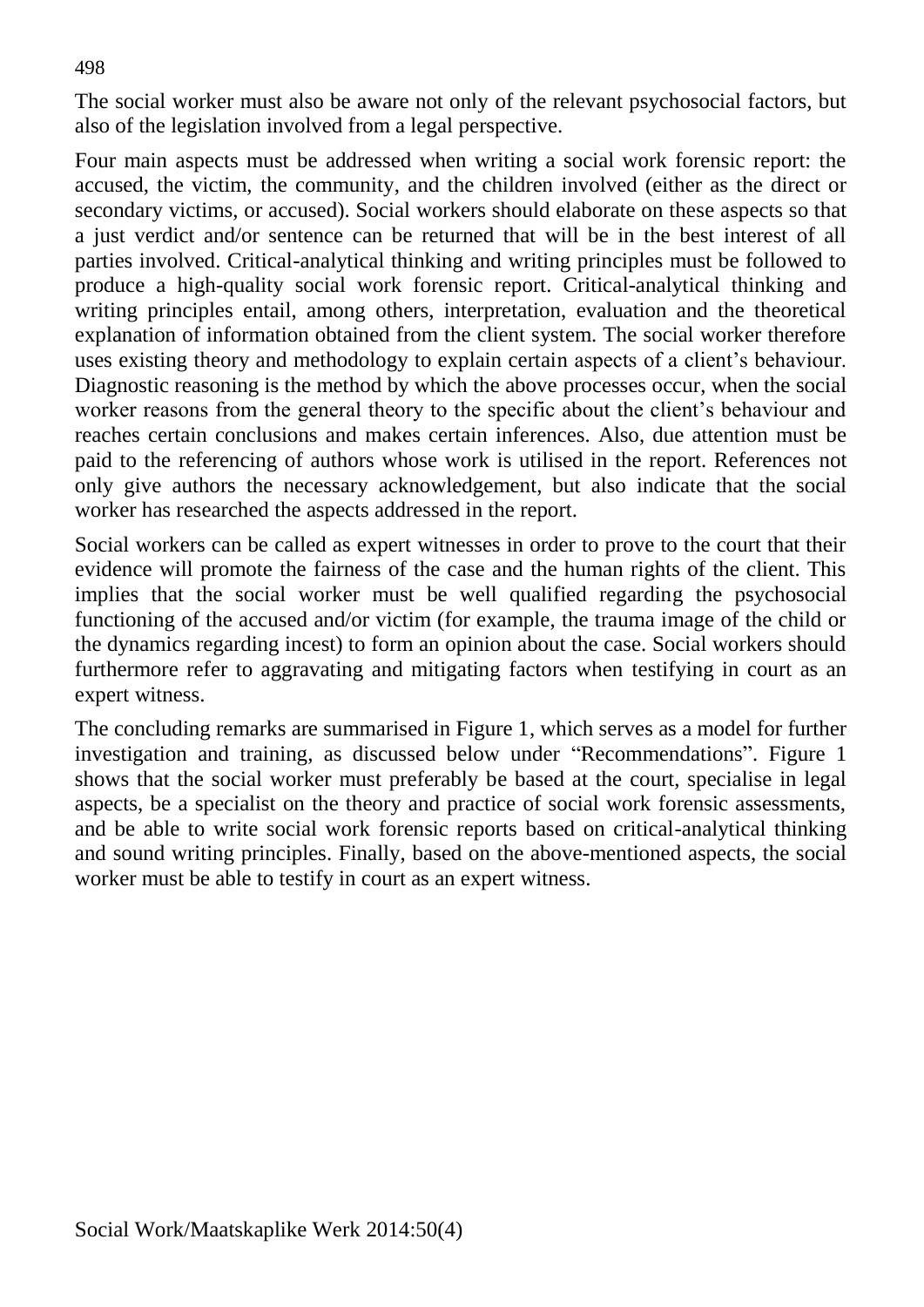The social worker must also be aware not only of the relevant psychosocial factors, but also of the legislation involved from a legal perspective.

Four main aspects must be addressed when writing a social work forensic report: the accused, the victim, the community, and the children involved (either as the direct or secondary victims, or accused). Social workers should elaborate on these aspects so that a just verdict and/or sentence can be returned that will be in the best interest of all parties involved. Critical-analytical thinking and writing principles must be followed to produce a high-quality social work forensic report. Critical-analytical thinking and writing principles entail, among others, interpretation, evaluation and the theoretical explanation of information obtained from the client system. The social worker therefore uses existing theory and methodology to explain certain aspects of a client's behaviour. Diagnostic reasoning is the method by which the above processes occur, when the social worker reasons from the general theory to the specific about the client's behaviour and reaches certain conclusions and makes certain inferences. Also, due attention must be paid to the referencing of authors whose work is utilised in the report. References not only give authors the necessary acknowledgement, but also indicate that the social worker has researched the aspects addressed in the report.

Social workers can be called as expert witnesses in order to prove to the court that their evidence will promote the fairness of the case and the human rights of the client. This implies that the social worker must be well qualified regarding the psychosocial functioning of the accused and/or victim (for example, the trauma image of the child or the dynamics regarding incest) to form an opinion about the case. Social workers should furthermore refer to aggravating and mitigating factors when testifying in court as an expert witness.

The concluding remarks are summarised in Figure 1, which serves as a model for further investigation and training, as discussed below under "Recommendations". Figure 1 shows that the social worker must preferably be based at the court, specialise in legal aspects, be a specialist on the theory and practice of social work forensic assessments, and be able to write social work forensic reports based on critical-analytical thinking and sound writing principles. Finally, based on the above-mentioned aspects, the social worker must be able to testify in court as an expert witness.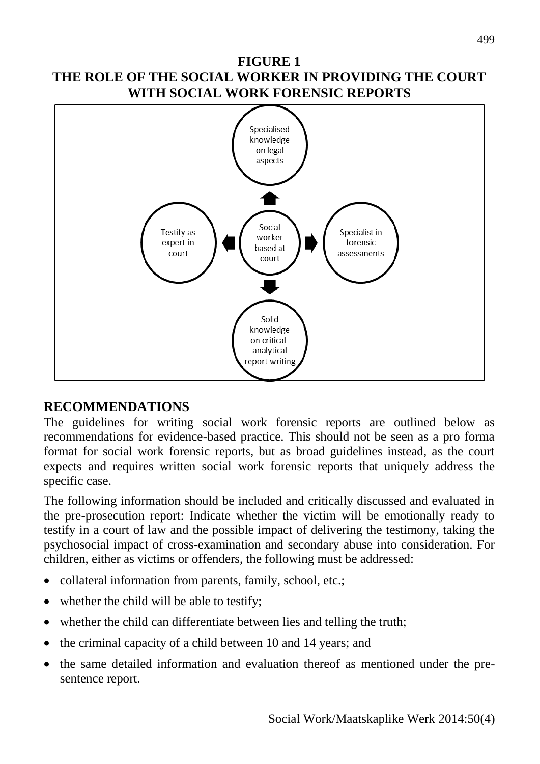**FIGURE 1**
**THE ROLE OF THE SOCIAL WORKER IN PROVIDING THE COURT WITH SOCIAL WORK FORENSIC REPORTS**

Specialised knowledge on legal aspects

Testify as expert in court

Social worker based at court

Specialist in forensic assessments

Solid knowledge on critical-analytical report writing

## RECOMMENDATIONS

The guidelines for writing social work forensic reports are outlined below as recommendations for evidence-based practice. This should not be seen as a pro forma format for social work forensic reports, but as broad guidelines instead, as the court expects and requires written social work forensic reports that uniquely address the specific case.

The following information should be included and critically discussed and evaluated in the pre-prosecution report: Indicate whether the victim will be emotionally ready to testify in a court of law and the possible impact of delivering the testimony, taking the psychosocial impact of cross-examination and secondary abuse into consideration. For children, either as victims or offenders, the following must be addressed:

- collateral information from parents, family, school, etc.;
- whether the child will be able to testify;
- whether the child can differentiate between lies and telling the truth;
- the criminal capacity of a child between 10 and 14 years; and
- the same detailed information and evaluation thereof as mentioned under the pre-sentence report.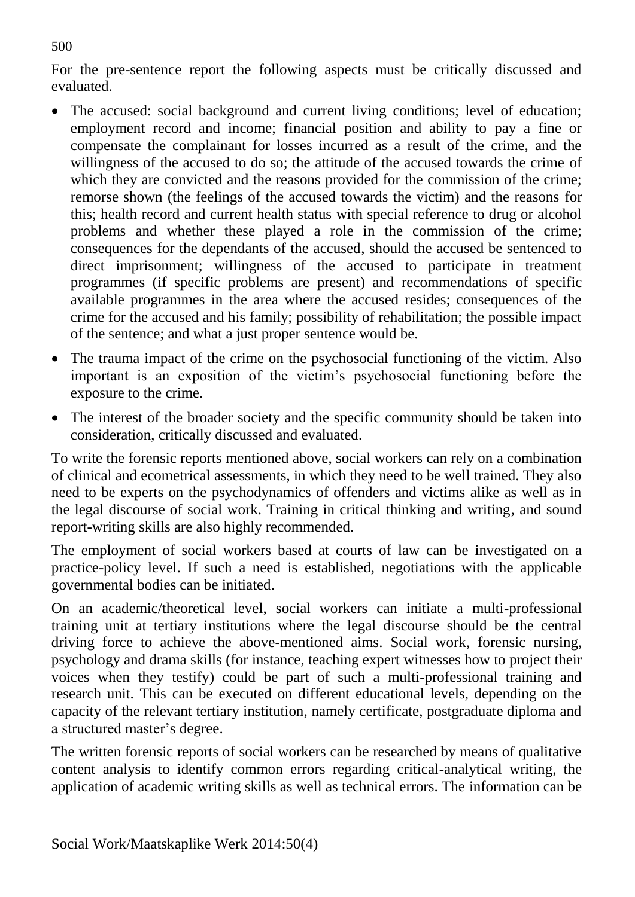For the pre-sentence report the following aspects must be critically discussed and evaluated.

- The accused: social background and current living conditions; level of education; employment record and income; financial position and ability to pay a fine or compensate the complainant for losses incurred as a result of the crime, and the willingness of the accused to do so; the attitude of the accused towards the crime of which they are convicted and the reasons provided for the commission of the crime; remorse shown (the feelings of the accused towards the victim) and the reasons for this; health record and current health status with special reference to drug or alcohol problems and whether these played a role in the commission of the crime; consequences for the dependants of the accused, should the accused be sentenced to direct imprisonment; willingness of the accused to participate in treatment programmes (if specific problems are present) and recommendations of specific available programmes in the area where the accused resides; consequences of the crime for the accused and his family; possibility of rehabilitation; the possible impact of the sentence; and what a just proper sentence would be.
- The trauma impact of the crime on the psychosocial functioning of the victim. Also important is an exposition of the victim's psychosocial functioning before the exposure to the crime.
- The interest of the broader society and the specific community should be taken into consideration, critically discussed and evaluated.

To write the forensic reports mentioned above, social workers can rely on a combination of clinical and ecometrical assessments, in which they need to be well trained. They also need to be experts on the psychodynamics of offenders and victims alike as well as in the legal discourse of social work. Training in critical thinking and writing, and sound report-writing skills are also highly recommended.

The employment of social workers based at courts of law can be investigated on a practice-policy level. If such a need is established, negotiations with the applicable governmental bodies can be initiated.

On an academic/theoretical level, social workers can initiate a multi-professional training unit at tertiary institutions where the legal discourse should be the central driving force to achieve the above-mentioned aims. Social work, forensic nursing, psychology and drama skills (for instance, teaching expert witnesses how to project their voices when they testify) could be part of such a multi-professional training and research unit. This can be executed on different educational levels, depending on the capacity of the relevant tertiary institution, namely certificate, postgraduate diploma and a structured master's degree.

The written forensic reports of social workers can be researched by means of qualitative content analysis to identify common errors regarding critical-analytical writing, the application of academic writing skills as well as technical errors. The information can be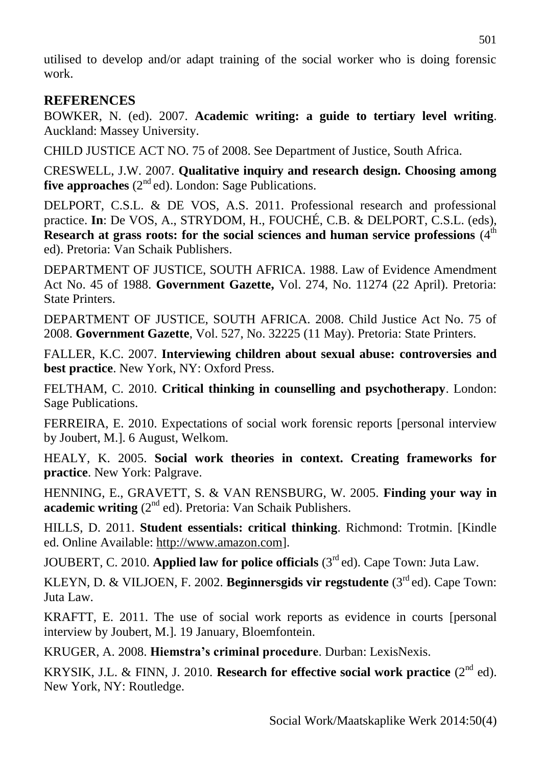utilised to develop and/or adapt training of the social worker who is doing forensic work.

## REFERENCES

BOWKER, N. (ed). 2007. **Academic writing: a guide to tertiary level writing**. Auckland: Massey University.

CHILD JUSTICE ACT NO. 75 of 2008. See Department of Justice, South Africa.

CRESWELL, J.W. 2007. **Qualitative inquiry and research design. Choosing among five approaches** (2nd ed). London: Sage Publications.

DELPORT, C.S.L. & DE VOS, A.S. 2011. Professional research and professional practice. **In**: De VOS, A., STRYDOM, H., FOUCHÉ, C.B. & DELPORT, C.S.L. (eds), **Research at grass roots: for the social sciences and human service professions** (4th ed). Pretoria: Van Schaik Publishers.

DEPARTMENT OF JUSTICE, SOUTH AFRICA. 1988. Law of Evidence Amendment Act No. 45 of 1988. **Government Gazette,** Vol. 274, No. 11274 (22 April). Pretoria: State Printers.

DEPARTMENT OF JUSTICE, SOUTH AFRICA. 2008. Child Justice Act No. 75 of 2008. **Government Gazette**, Vol. 527, No. 32225 (11 May). Pretoria: State Printers.

FALLER, K.C. 2007. **Interviewing children about sexual abuse: controversies and best practice**. New York, NY: Oxford Press.

FELTHAM, C. 2010. **Critical thinking in counselling and psychotherapy**. London: Sage Publications.

FERREIRA, E. 2010. Expectations of social work forensic reports [personal interview by Joubert, M.]. 6 August, Welkom.

HEALY, K. 2005. **Social work theories in context. Creating frameworks for practice**. New York: Palgrave.

HENNING, E., GRAVETT, S. & VAN RENSBURG, W. 2005. **Finding your way in academic writing** (2nd ed). Pretoria: Van Schaik Publishers.

HILLS, D. 2011. **Student essentials: critical thinking**. Richmond: Trotmin. [Kindle ed. Online Available: http://www.amazon.com].

JOUBERT, C. 2010. **Applied law for police officials** (3rd ed). Cape Town: Juta Law.

KLEYN, D. & VILJOEN, F. 2002. **Beginnersgids vir regstudente** (3rd ed). Cape Town: Juta Law.

KRAFTT, E. 2011. The use of social work reports as evidence in courts [personal interview by Joubert, M.]. 19 January, Bloemfontein.

KRUGER, A. 2008. **Hiemstra's criminal procedure**. Durban: LexisNexis.

KRYSIK, J.L. & FINN, J. 2010. **Research for effective social work practice** (2nd ed). New York, NY: Routledge.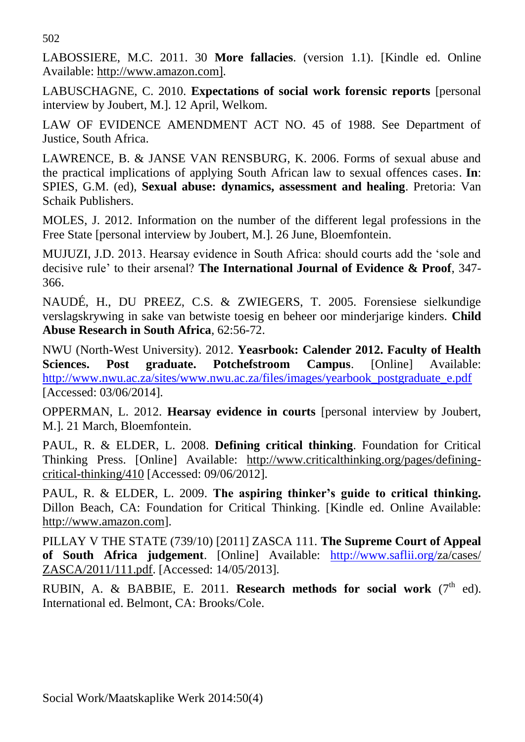LABOSSIERE, M.C. 2011. 30 **More fallacies**. (version 1.1). [Kindle ed. Online Available: http://www.amazon.com].

LABUSCHAGNE, C. 2010. **Expectations of social work forensic reports** [personal interview by Joubert, M.]. 12 April, Welkom.

LAW OF EVIDENCE AMENDMENT ACT NO. 45 of 1988. See Department of Justice, South Africa.

LAWRENCE, B. & JANSE VAN RENSBURG, K. 2006. Forms of sexual abuse and the practical implications of applying South African law to sexual offences cases. **In**: SPIES, G.M. (ed), **Sexual abuse: dynamics, assessment and healing**. Pretoria: Van Schaik Publishers.

MOLES, J. 2012. Information on the number of the different legal professions in the Free State [personal interview by Joubert, M.]. 26 June, Bloemfontein.

MUJUZI, J.D. 2013. Hearsay evidence in South Africa: should courts add the 'sole and decisive rule' to their arsenal? **The International Journal of Evidence & Proof**, 347-366.

NAUDÉ, H., DU PREEZ, C.S. & ZWIEGERS, T. 2005. Forensiese sielkundige verslagskrywing in sake van betwiste toesig en beheer oor minderjarige kinders. **Child Abuse Research in South Africa**, 62:56-72.

NWU (North-West University). 2012. **Yeasrbook: Calender 2012. Faculty of Health Sciences. Post graduate. Potchefstroom Campus**. [Online] Available: http://www.nwu.ac.za/sites/www.nwu.ac.za/files/images/yearbook_postgraduate_e.pdf [Accessed: 03/06/2014].

OPPERMAN, L. 2012. **Hearsay evidence in courts** [personal interview by Joubert, M.]. 21 March, Bloemfontein.

PAUL, R. & ELDER, L. 2008. **Defining critical thinking**. Foundation for Critical Thinking Press. [Online] Available: http://www.criticalthinking.org/pages/defining-critical-thinking/410 [Accessed: 09/06/2012].

PAUL, R. & ELDER, L. 2009. **The aspiring thinker's guide to critical thinking.** Dillon Beach, CA: Foundation for Critical Thinking. [Kindle ed. Online Available: http://www.amazon.com].

PILLAY V THE STATE (739/10) [2011] ZASCA 111. **The Supreme Court of Appeal of South Africa judgement**. [Online] Available: http://www.saflii.org/za/cases/ZASCA/2011/111.pdf. [Accessed: 14/05/2013].

RUBIN, A. & BABBIE, E. 2011. **Research methods for social work** (7th ed). International ed. Belmont, CA: Brooks/Cole.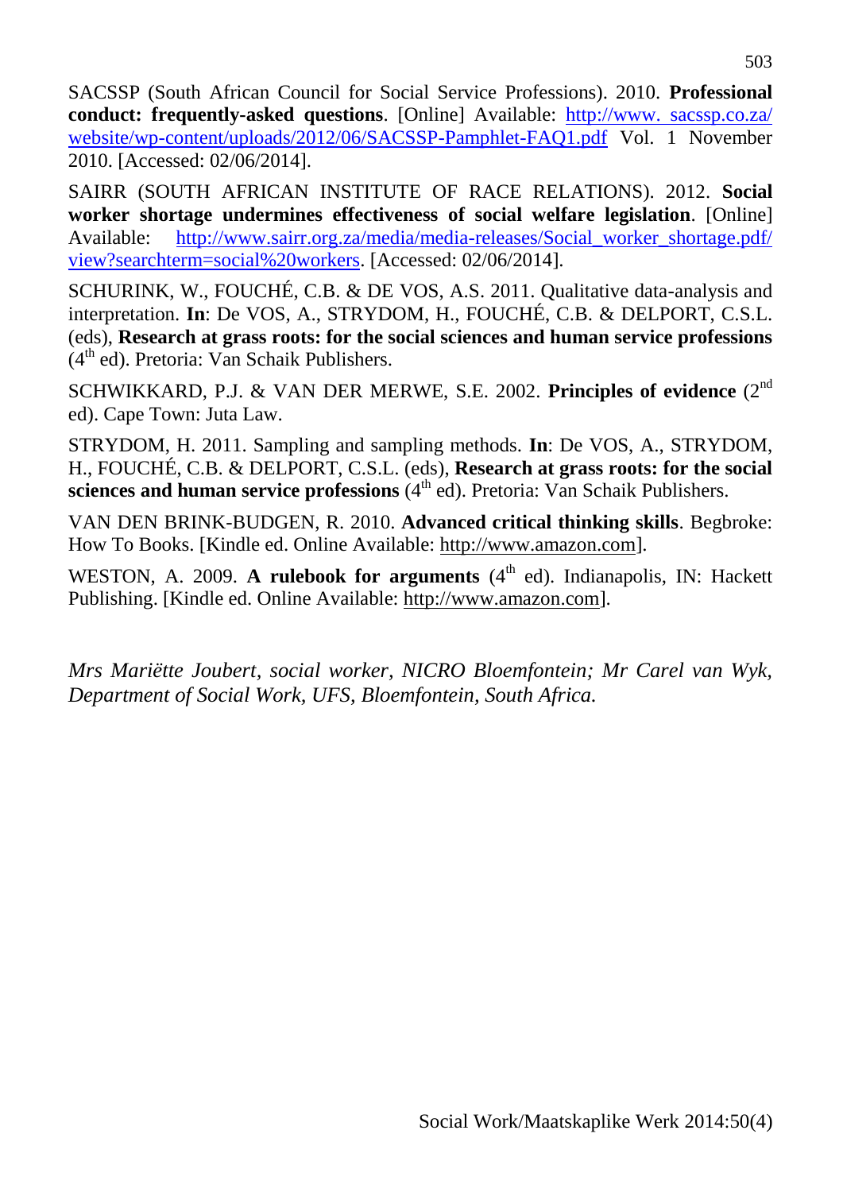SACSSP (South African Council for Social Service Professions). 2010. **Professional conduct: frequently-asked questions**. [Online] Available: http://www. sacssp.co.za/ website/wp-content/uploads/2012/06/SACSSP-Pamphlet-FAQ1.pdf Vol. 1 November 2010. [Accessed: 02/06/2014].

SAIRR (SOUTH AFRICAN INSTITUTE OF RACE RELATIONS). 2012. **Social worker shortage undermines effectiveness of social welfare legislation**. [Online] Available: http://www.sairr.org.za/media/media-releases/Social_worker_shortage.pdf/ view?searchterm=social%20workers. [Accessed: 02/06/2014].

SCHURINK, W., FOUCHÉ, C.B. & DE VOS, A.S. 2011. Qualitative data-analysis and interpretation. **In**: De VOS, A., STRYDOM, H., FOUCHÉ, C.B. & DELPORT, C.S.L. (eds), **Research at grass roots: for the social sciences and human service professions** (4th ed). Pretoria: Van Schaik Publishers.

SCHWIKKARD, P.J. & VAN DER MERWE, S.E. 2002. **Principles of evidence** (2nd ed). Cape Town: Juta Law.

STRYDOM, H. 2011. Sampling and sampling methods. **In**: De VOS, A., STRYDOM, H., FOUCHÉ, C.B. & DELPORT, C.S.L. (eds), **Research at grass roots: for the social sciences and human service professions** (4th ed). Pretoria: Van Schaik Publishers.

VAN DEN BRINK-BUDGEN, R. 2010. **Advanced critical thinking skills**. Begbroke: How To Books. [Kindle ed. Online Available: http://www.amazon.com].

WESTON, A. 2009. **A rulebook for arguments** (4th ed). Indianapolis, IN: Hackett Publishing. [Kindle ed. Online Available: http://www.amazon.com].

*Mrs Mariëtte Joubert, social worker, NICRO Bloemfontein; Mr Carel van Wyk, Department of Social Work, UFS, Bloemfontein, South Africa.*